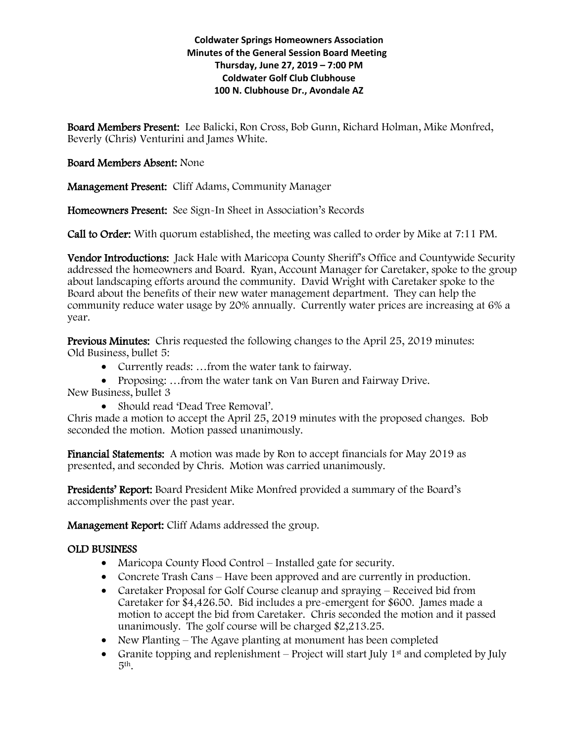**Coldwater Springs Homeowners Association**
**Minutes of the General Session Board Meeting**
**Thursday, June 27, 2019 – 7:00 PM**
**Coldwater Golf Club Clubhouse**
**100 N. Clubhouse Dr., Avondale AZ**

**Board Members Present:** Lee Balicki, Ron Cross, Bob Gunn, Richard Holman, Mike Monfred, Beverly (Chris) Venturini and James White.

**Board Members Absent:** None

**Management Present:** Cliff Adams, Community Manager

**Homeowners Present:** See Sign-In Sheet in Association's Records

**Call to Order:** With quorum established, the meeting was called to order by Mike at 7:11 PM.

**Vendor Introductions:** Jack Hale with Maricopa County Sheriff's Office and Countywide Security addressed the homeowners and Board. Ryan, Account Manager for Caretaker, spoke to the group about landscaping efforts around the community. David Wright with Caretaker spoke to the Board about the benefits of their new water management department. They can help the community reduce water usage by 20% annually. Currently water prices are increasing at 6% a year.

**Previous Minutes:** Chris requested the following changes to the April 25, 2019 minutes:
Old Business, bullet 5:

- Currently reads: …from the water tank to fairway.
- Proposing: …from the water tank on Van Buren and Fairway Drive.

New Business, bullet 3

- Should read 'Dead Tree Removal'.

Chris made a motion to accept the April 25, 2019 minutes with the proposed changes. Bob seconded the motion. Motion passed unanimously.

**Financial Statements:** A motion was made by Ron to accept financials for May 2019 as presented, and seconded by Chris. Motion was carried unanimously.

**Presidents' Report:** Board President Mike Monfred provided a summary of the Board's accomplishments over the past year.

**Management Report:** Cliff Adams addressed the group.

## OLD BUSINESS

- Maricopa County Flood Control – Installed gate for security.
- Concrete Trash Cans – Have been approved and are currently in production.
- Caretaker Proposal for Golf Course cleanup and spraying – Received bid from Caretaker for $4,426.50. Bid includes a pre-emergent for $600. James made a motion to accept the bid from Caretaker. Chris seconded the motion and it passed unanimously. The golf course will be charged $2,213.25.
- New Planting – The Agave planting at monument has been completed
- Granite topping and replenishment – Project will start July 1st and completed by July 5th.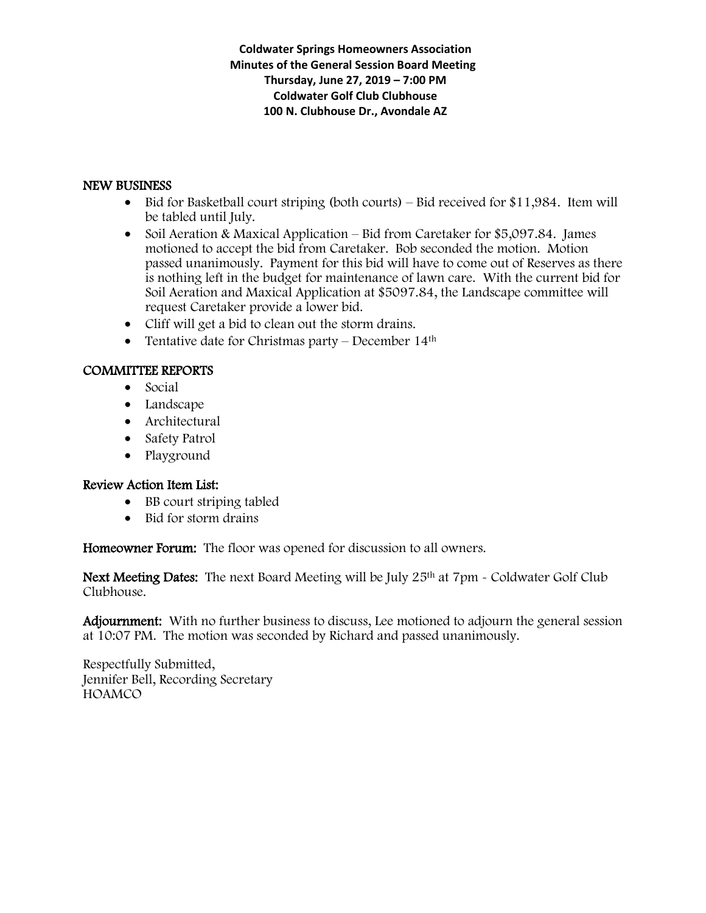**Coldwater Springs Homeowners Association**
**Minutes of the General Session Board Meeting**
**Thursday, June 27, 2019 – 7:00 PM**
**Coldwater Golf Club Clubhouse**
**100 N. Clubhouse Dr., Avondale AZ**

## NEW BUSINESS

- Bid for Basketball court striping (both courts) – Bid received for $11,984. Item will be tabled until July.
- Soil Aeration & Maxical Application – Bid from Caretaker for $5,097.84. James motioned to accept the bid from Caretaker. Bob seconded the motion. Motion passed unanimously. Payment for this bid will have to come out of Reserves as there is nothing left in the budget for maintenance of lawn care. With the current bid for Soil Aeration and Maxical Application at $5097.84, the Landscape committee will request Caretaker provide a lower bid.
- Cliff will get a bid to clean out the storm drains.
- Tentative date for Christmas party – December 14th

## COMMITTEE REPORTS

- Social
- Landscape
- Architectural
- Safety Patrol
- Playground

## Review Action Item List:

- BB court striping tabled
- Bid for storm drains

**Homeowner Forum:** The floor was opened for discussion to all owners.

**Next Meeting Dates:** The next Board Meeting will be July 25th at 7pm - Coldwater Golf Club Clubhouse.

**Adjournment:** With no further business to discuss, Lee motioned to adjourn the general session at 10:07 PM. The motion was seconded by Richard and passed unanimously.

Respectfully Submitted,
Jennifer Bell, Recording Secretary
HOAMCO